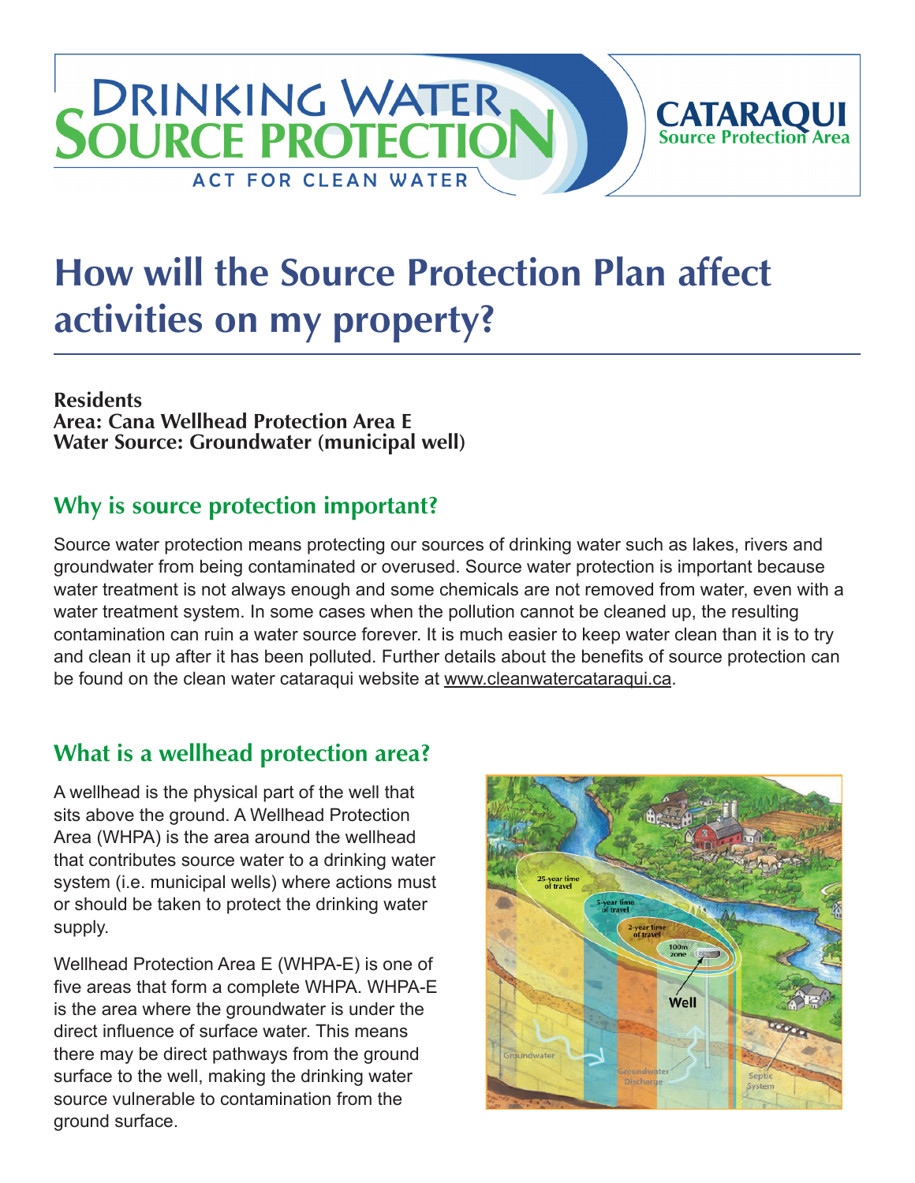# How will the Source Protection Plan affect activities on my property?

**Residents**
**Area: Cana Wellhead Protection Area E**
**Water Source: Groundwater (municipal well)**

## Why is source protection important?

Source water protection means protecting our sources of drinking water such as lakes, rivers and groundwater from being contaminated or overused. Source water protection is important because water treatment is not always enough and some chemicals are not removed from water, even with a water treatment system. In some cases when the pollution cannot be cleaned up, the resulting contamination can ruin a water source forever. It is much easier to keep water clean than it is to try and clean it up after it has been polluted. Further details about the benefits of source protection can be found on the clean water cataraqui website at www.cleanwatercataraqui.ca.

## What is a wellhead protection area?

A wellhead is the physical part of the well that sits above the ground. A Wellhead Protection Area (WHPA) is the area around the wellhead that contributes source water to a drinking water system (i.e. municipal wells) where actions must or should be taken to protect the drinking water supply.

Wellhead Protection Area E (WHPA-E) is one of five areas that form a complete WHPA. WHPA-E is the area where the groundwater is under the direct influence of surface water. This means there may be direct pathways from the ground surface to the well, making the drinking water source vulnerable to contamination from the ground surface.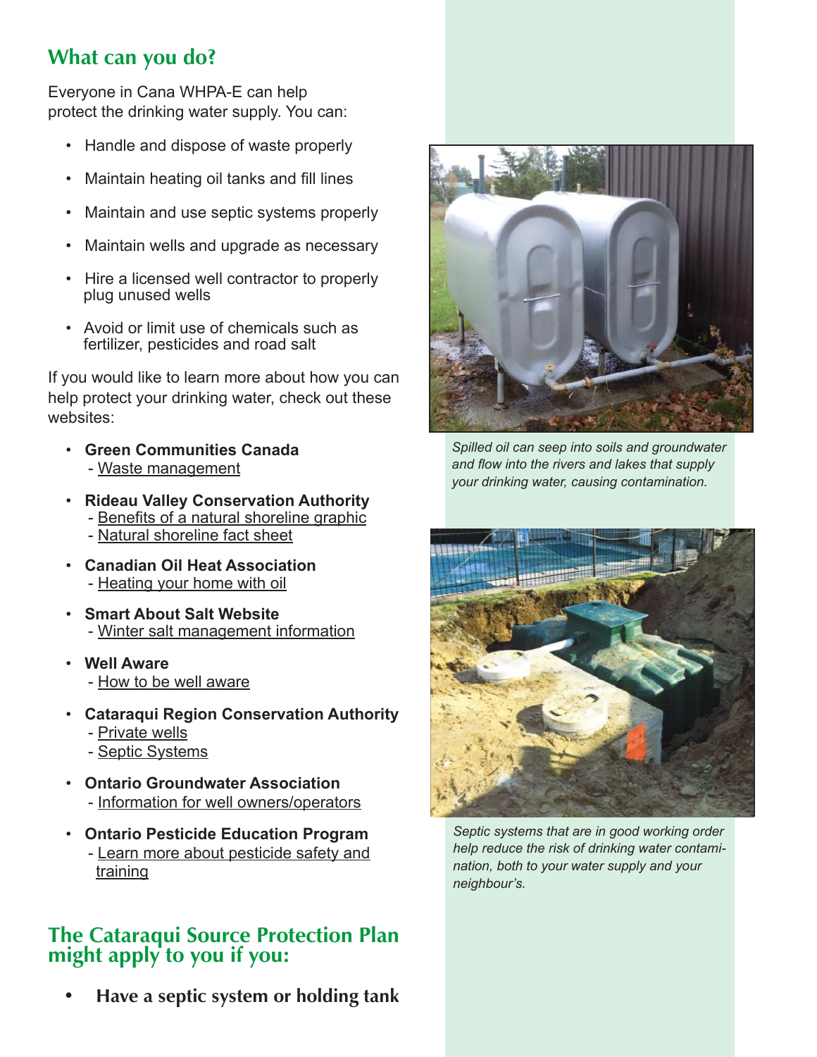## What can you do?

Everyone in Cana WHPA-E can help protect the drinking water supply. You can:

- Handle and dispose of waste properly
- Maintain heating oil tanks and fill lines
- Maintain and use septic systems properly
- Maintain wells and upgrade as necessary
- Hire a licensed well contractor to properly plug unused wells
- Avoid or limit use of chemicals such as fertilizer, pesticides and road salt

If you would like to learn more about how you can help protect your drinking water, check out these websites:

- **Green Communities Canada**
  - Waste management
- **Rideau Valley Conservation Authority**
  - Benefits of a natural shoreline graphic
  - Natural shoreline fact sheet
- **Canadian Oil Heat Association**
  - Heating your home with oil
- **Smart About Salt Website**
  - Winter salt management information
- **Well Aware**
  - How to be well aware
- **Cataraqui Region Conservation Authority**
  - Private wells
  - Septic Systems
- **Ontario Groundwater Association**
  - Information for well owners/operators
- **Ontario Pesticide Education Program**
  - Learn more about pesticide safety and training

*Spilled oil can seep into soils and groundwater and flow into the rivers and lakes that supply your drinking water, causing contamination.*

*Septic systems that are in good working order help reduce the risk of drinking water contamination, both to your water supply and your neighbour's.*

## The Cataraqui Source Protection Plan might apply to you if you:

- **Have a septic system or holding tank**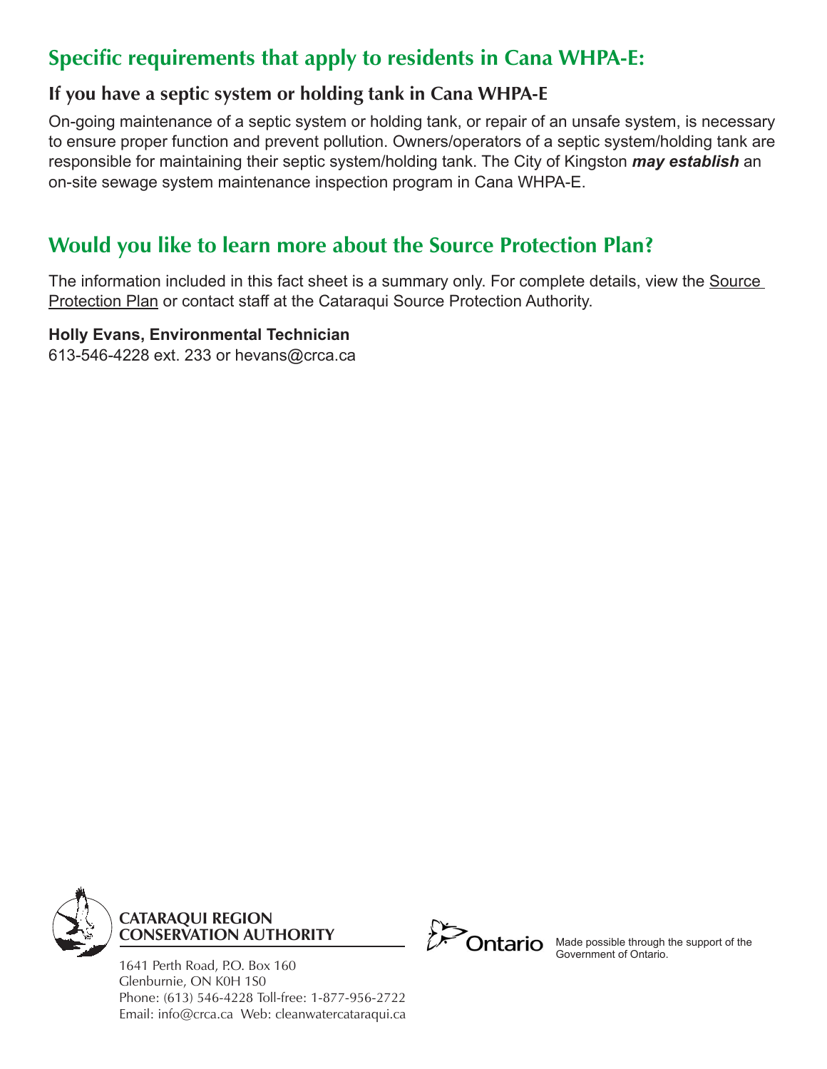## Specific requirements that apply to residents in Cana WHPA-E:

### If you have a septic system or holding tank in Cana WHPA-E

On-going maintenance of a septic system or holding tank, or repair of an unsafe system, is necessary to ensure proper function and prevent pollution. Owners/operators of a septic system/holding tank are responsible for maintaining their septic system/holding tank. The City of Kingston ***may establish*** an on-site sewage system maintenance inspection program in Cana WHPA-E.

## Would you like to learn more about the Source Protection Plan?

The information included in this fact sheet is a summary only. For complete details, view the Source Protection Plan or contact staff at the Cataraqui Source Protection Authority.

**Holly Evans, Environmental Technician**
613-546-4228 ext. 233 or hevans@crca.ca

**CATARAQUI REGION CONSERVATION AUTHORITY**

1641 Perth Road, P.O. Box 160
Glenburnie, ON K0H 1S0
Phone: (613) 546-4228 Toll-free: 1-877-956-2722
Email: info@crca.ca Web: cleanwatercataraqui.ca

Ontario

Made possible through the support of the Government of Ontario.